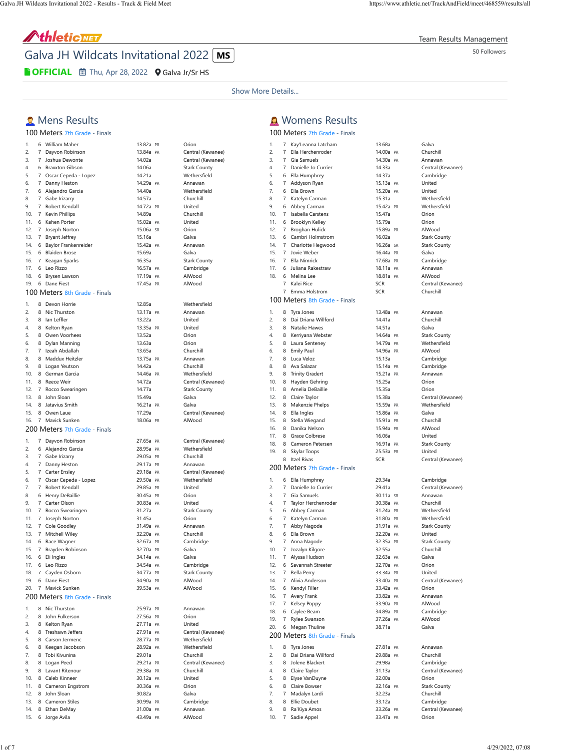# Galva JH Wildcats Invitational 2022 MS

**OFFICIAL** Thu, Apr 28, 2022 Galva Jr/Sr HS

Team Results Management

50 Followers

Show More Details...

## Mens Results

### 100 Meters 7th Grade - Finals

| Place | Grade | Name | Time | | Team |
|---|---|---|---|---|---|
| 1. | 6 | William Maher | 13.82a | PR | Orion |
| 2. | 7 | Dayvon Robinson | 13.84a | PR | Central (Kewanee) |
| 3. | 7 | Joshua Dewonte | 14.02a | | Central (Kewanee) |
| 4. | 6 | Braxton Gibson | 14.06a | | Stark County |
| 5. | 7 | Oscar Cepeda - Lopez | 14.21a | | Wethersfield |
| 6. | 7 | Danny Heston | 14.29a | PR | Annawan |
| 7. | 6 | Alejandro Garcia | 14.40a | | Wethersfield |
| 8. | 7 | Gabe Irizarry | 14.57a | | Churchill |
| 9. | 7 | Robert Kendall | 14.72a | PR | United |
| 10. | 7 | Kevin Phillips | 14.89a | | Churchill |
| 11. | 6 | Kahen Porter | 15.02a | PR | United |
| 12. | 7 | Joseph Norton | 15.06a | SR | Orion |
| 13. | 7 | Bryant Jeffrey | 15.16a | | Galva |
| 14. | 6 | Baylor Frankenreider | 15.42a | PR | Annawan |
| 15. | 6 | Blaiden Brose | 15.69a | | Galva |
| 16. | 7 | Keagan Sparks | 16.35a | | Stark County |
| 17. | 6 | Leo Rizzo | 16.57a | PR | Cambridge |
| 18. | 6 | Brysen Lawson | 17.19a | PR | AlWood |
| 19. | 6 | Dane Fiest | 17.45a | PR | AlWood |

### 100 Meters 8th Grade - Finals

| Place | Grade | Name | Time | | Team |
|---|---|---|---|---|---|
| 1. | 8 | Devon Horrie | 12.85a | | Wethersfield |
| 2. | 8 | Nic Thurston | 13.17a | PR | Annawan |
| 3. | 8 | Ian Leffler | 13.22a | | United |
| 4. | 8 | Kelton Ryan | 13.35a | PR | United |
| 5. | 8 | Owen Voorhees | 13.52a | | Orion |
| 6. | 8 | Dylan Manning | 13.63a | | Orion |
| 7. | 7 | Izeah Abdallah | 13.65a | | Churchill |
| 8. | 8 | Maddux Heitzler | 13.75a | PR | Annawan |
| 9. | 8 | Logan Yeutson | 14.42a | | Churchill |
| 10. | 8 | German Garcia | 14.46a | PR | Wethersfield |
| 11. | 8 | Reece Weir | 14.72a | | Central (Kewanee) |
| 12. | 7 | Rocco Swearingen | 14.77a | | Stark County |
| 13. | 8 | John Sloan | 15.49a | | Galva |
| 14. | 8 | Jatavius Smith | 16.21a | PR | Galva |
| 15. | 8 | Owen Laue | 17.29a | | Central (Kewanee) |
| 16. | 7 | Mavick Sunken | 18.06a | PR | AlWood |

### 200 Meters 7th Grade - Finals

| Place | Grade | Name | Time | | Team |
|---|---|---|---|---|---|
| 1. | 7 | Dayvon Robinson | 27.65a | PR | Central (Kewanee) |
| 2. | 6 | Alejandro Garcia | 28.95a | PR | Wethersfield |
| 3. | 7 | Gabe Irizarry | 29.05a | PR | Churchill |
| 4. | 7 | Danny Heston | 29.17a | PR | Annawan |
| 5. | 7 | Carter Ensley | 29.18a | PR | Central (Kewanee) |
| 6. | 7 | Oscar Cepeda - Lopez | 29.50a | PR | Wethersfield |
| 7. | 7 | Robert Kendall | 29.85a | PR | United |
| 8. | 6 | Henry DeBaillie | 30.45a | PR | Orion |
| 9. | 7 | Carter Olson | 30.83a | PR | United |
| 10. | 7 | Rocco Swearingen | 31.27a | | Stark County |
| 11. | 7 | Joseph Norton | 31.45a | | Orion |
| 12. | 7 | Cole Goodley | 31.49a | PR | Annawan |
| 13. | 7 | Mitchell Wiley | 32.20a | PR | Churchill |
| 14. | 6 | Race Wagner | 32.67a | PR | Cambridge |
| 15. | 7 | Brayden Robinson | 32.70a | PR | Galva |
| 16. | 6 | Eli Ingles | 34.14a | PR | Galva |
| 17. | 6 | Leo Rizzo | 34.54a | PR | Cambridge |
| 18. | 7 | Cayden Osborn | 34.77a | PR | Stark County |
| 19. | 6 | Dane Fiest | 34.90a | PR | AlWood |
| 20. | 7 | Mavick Sunken | 39.53a | PR | AlWood |

### 200 Meters 8th Grade - Finals

| Place | Grade | Name | Time | | Team |
|---|---|---|---|---|---|
| 1. | 8 | Nic Thurston | 25.97a | PR | Annawan |
| 2. | 8 | John Fulkerson | 27.56a | PR | Orion |
| 3. | 8 | Kelton Ryan | 27.71a | PR | United |
| 4. | 8 | Treshawn Jeffers | 27.91a | PR | Central (Kewanee) |
| 5. | 8 | Carson Jermenc | 28.77a | PR | Wethersfield |
| 6. | 8 | Keegan Jacobson | 28.92a | PR | Wethersfield |
| 7. | 8 | Tobi Kivunina | 29.01a | | Churchill |
| 8. | 8 | Logan Peed | 29.21a | PR | Central (Kewanee) |
| 9. | 8 | Lavant Ritenour | 29.38a | PR | Churchill |
| 10. | 8 | Caleb Kinneer | 30.12a | PR | United |
| 11. | 8 | Cameron Engstrom | 30.36a | PR | Orion |
| 12. | 8 | John Sloan | 30.82a | | Galva |
| 13. | 8 | Cameron Stiles | 30.99a | PR | Cambridge |
| 14. | 8 | Ethan DeMay | 31.00a | PR | Annawan |
| 15. | 6 | Jorge Avila | 43.49a | PR | AlWood |

## Womens Results

### 100 Meters 7th Grade - Finals

| Place | Grade | Name | Time | | Team |
|---|---|---|---|---|---|
| 1. | 7 | Kay'Leanna Latcham | 13.68a | | Galva |
| 2. | 7 | Ella Herchenroder | 14.00a | PR | Churchill |
| 3. | 7 | Gia Samuels | 14.30a | PR | Annawan |
| 4. | 7 | Danielle Jo Currier | 14.33a | | Central (Kewanee) |
| 5. | 6 | Ella Humphrey | 14.37a | | Cambridge |
| 6. | 7 | Addyson Ryan | 15.13a | PR | United |
| 7. | 6 | Ella Brown | 15.20a | PR | United |
| 8. | 7 | Katelyn Carman | 15.31a | | Wethersfield |
| 9. | 6 | Abbey Carman | 15.42a | PR | Wethersfield |
| 10. | 7 | Isabella Carstens | 15.47a | | Orion |
| 11. | 6 | Brooklyn Kelley | 15.79a | | Orion |
| 12. | 7 | Broghan Hulick | 15.89a | PR | AlWood |
| 13. | 6 | Cambri Holmstrom | 16.02a | | Stark County |
| 14. | 7 | Charlotte Hegwood | 16.26a | SR | Stark County |
| 15. | 7 | Jovie Weber | 16.44a | PR | Galva |
| 16. | 7 | Ella Nimrick | 17.68a | PR | Cambridge |
| 17. | 6 | Juliana Rakestraw | 18.11a | PR | Annawan |
| 18. | 6 | Melina Lee | 18.81a | PR | AlWood |
| | 7 | Kalei Rice | SCR | | Central (Kewanee) |
| | 7 | Emma Holstrom | SCR | | Churchill |

### 100 Meters 8th Grade - Finals

| Place | Grade | Name | Time | | Team |
|---|---|---|---|---|---|
| 1. | 8 | Tyra Jones | 13.48a | PR | Annawan |
| 2. | 8 | Dai Driana Willford | 14.41a | | Churchill |
| 3. | 8 | Natalie Hawes | 14.51a | | Galva |
| 4. | 8 | Kerriyana Webster | 14.64a | PR | Stark County |
| 5. | 8 | Laura Senteney | 14.79a | PR | Wethersfield |
| 6. | 8 | Emily Paul | 14.96a | PR | AlWood |
| 7. | 8 | Luca Veloz | 15.13a | | Cambridge |
| 8. | 8 | Ava Salazar | 15.14a | PR | Cambridge |
| 9. | 8 | Trinity Gradert | 15.21a | PR | Annawan |
| 10. | 8 | Hayden Gehring | 15.25a | | Orion |
| 11. | 8 | Amelia DeBaillie | 15.35a | | Orion |
| 12. | 8 | Claire Taylor | 15.38a | | Central (Kewanee) |
| 13. | 8 | Makenzie Phelps | 15.59a | PR | Wethersfield |
| 14. | 8 | Ella Ingles | 15.86a | PR | Galva |
| 15. | 8 | Stella Wiegand | 15.91a | PR | Churchill |
| 16. | 8 | Danika Nelson | 15.94a | PR | AlWood |
| 17. | 8 | Grace Colbrese | 16.06a | | United |
| 18. | 8 | Cameron Petersen | 16.91a | PR | Stark County |
| 19. | 8 | Skylar Toops | 25.53a | PR | United |
| | 8 | Itzel Rivas | SCR | | Central (Kewanee) |

### 200 Meters 7th Grade - Finals

| Place | Grade | Name | Time | | Team |
|---|---|---|---|---|---|
| 1. | 6 | Ella Humphrey | 29.34a | | Cambridge |
| 2. | 7 | Danielle Jo Currier | 29.41a | | Central (Kewanee) |
| 3. | 7 | Gia Samuels | 30.11a | SR | Annawan |
| 4. | 7 | Taylor Herchenroder | 30.38a | PR | Churchill |
| 5. | 6 | Abbey Carman | 31.24a | PR | Wethersfield |
| 6. | 7 | Katelyn Carman | 31.80a | PR | Wethersfield |
| 7. | 7 | Abby Nagode | 31.91a | PR | Stark County |
| 8. | 6 | Ella Brown | 32.20a | PR | United |
| 9. | 7 | Anna Nagode | 32.35a | PR | Stark County |
| 10. | 7 | Jozalyn Kilgore | 32.55a | | Churchill |
| 11. | 7 | Alyssa Hudson | 32.63a | PR | Galva |
| 12. | 6 | Savannah Steinert | 32.70a | PR | Orion |
| 13. | 7 | Bella Perry | 33.34a | PR | United |
| 14. | 7 | Alivia Anderson | 33.40a | PR | Central (Kewanee) |
| 15. | 6 | Kendyl Filler | 33.42a | PR | Orion |
| 16. | 7 | Avery Frank | 33.82a | PR | Annawan |
| 17. | 7 | Kelsey Poppy | 33.90a | PR | AlWood |
| 18. | 6 | Caylee Beam | 34.89a | PR | Cambridge |
| 19. | 7 | Rylee Swanson | 37.26a | PR | AlWood |
| 20. | 6 | Megan Thuline | 38.71a | | Galva |

### 200 Meters 8th Grade - Finals

| Place | Grade | Name | Time | | Team |
|---|---|---|---|---|---|
| 1. | 8 | Tyra Jones | 27.81a | PR | Annawan |
| 2. | 8 | Dai Driana Willford | 29.88a | PR | Churchill |
| 3. | 8 | Jolene Blackert | 29.98a | | Cambridge |
| 4. | 8 | Claire Taylor | 31.13a | | Central (Kewanee) |
| 5. | 8 | Elyse VanDuyne | 32.00a | | Orion |
| 6. | 8 | Claire Bowser | 32.16a | PR | Stark County |
| 7. | 7 | Madalyn Lardi | 32.23a | | Churchill |
| 8. | 8 | Ellie Doubet | 33.12a | | Cambridge |
| 9. | 8 | Ra'Kiya Amos | 33.26a | PR | Central (Kewanee) |
| 10. | 7 | Sadie Appel | 33.47a | PR | Orion |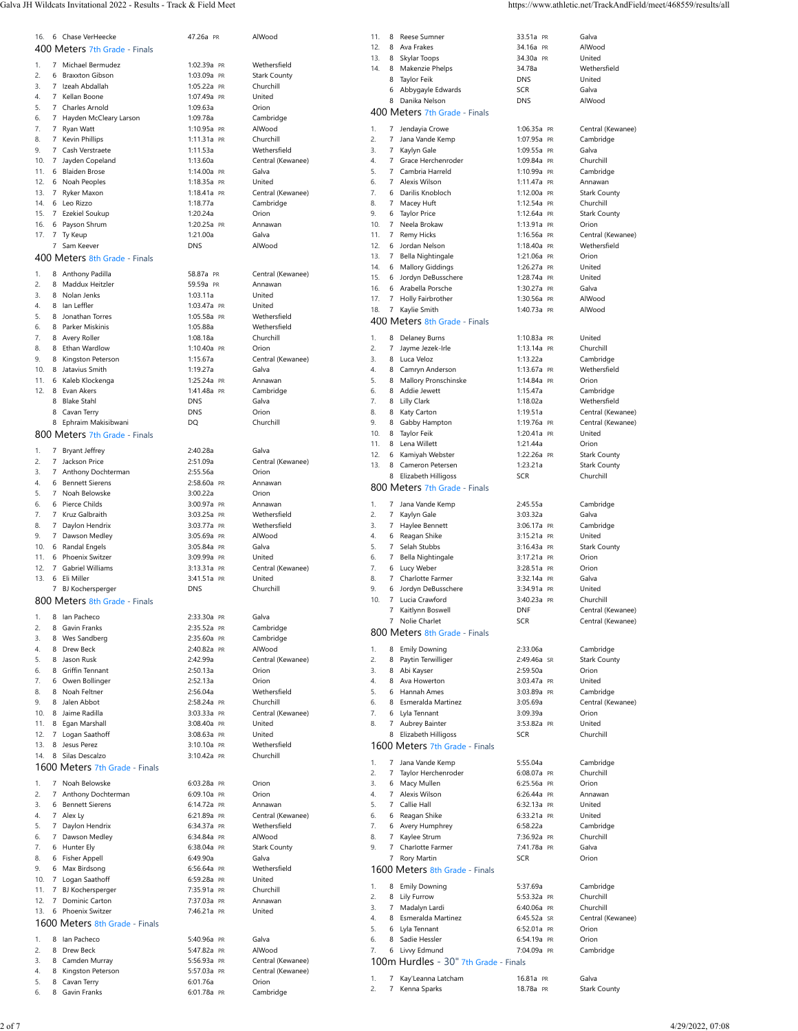| Place | Grade | Name | Time | PR | School |
|---|---|---|---|---|---|
| 16. | 6 | Chase VerHeecke | 47.26a | PR | AlWood |

## 400 Meters 7th Grade - Finals

| Place | Grade | Name | Time | PR | School |
|---|---|---|---|---|---|
| 1. | 7 | Michael Bermudez | 1:02.39a | PR | Wethersfield |
| 2. | 6 | Braxxton Gibson | 1:03.09a | PR | Stark County |
| 3. | 7 | Izeah Abdallah | 1:05.22a | PR | Churchill |
| 4. | 7 | Kellan Boone | 1:07.49a | PR | United |
| 5. | 7 | Charles Arnold | 1:09.63a | | Orion |
| 6. | 7 | Hayden McCleary Larson | 1:09.78a | | Cambridge |
| 7. | 7 | Ryan Watt | 1:10.95a | PR | AlWood |
| 8. | 7 | Kevin Phillips | 1:11.31a | PR | Churchill |
| 9. | 7 | Cash Verstraete | 1:11.53a | | Wethersfield |
| 10. | 7 | Jayden Copeland | 1:13.60a | | Central (Kewanee) |
| 11. | 6 | Blaiden Brose | 1:14.00a | PR | Galva |
| 12. | 6 | Noah Peoples | 1:18.35a | PR | United |
| 13. | 7 | Ryker Maxon | 1:18.41a | PR | Central (Kewanee) |
| 14. | 6 | Leo Rizzo | 1:18.77a | | Cambridge |
| 15. | 7 | Ezekiel Soukup | 1:20.24a | | Orion |
| 16. | 6 | Payson Shrum | 1:20.25a | PR | Annawan |
| 17. | 7 | Ty Keup | 1:21.00a | | Galva |
| | 7 | Sam Keever | DNS | | AlWood |

## 400 Meters 8th Grade - Finals

| Place | Grade | Name | Time | PR | School |
|---|---|---|---|---|---|
| 1. | 8 | Anthony Padilla | 58.87a | PR | Central (Kewanee) |
| 2. | 8 | Maddux Heitzler | 59.59a | PR | Annawan |
| 3. | 8 | Nolan Jenks | 1:03.11a | | United |
| 4. | 8 | Ian Leffler | 1:03.47a | PR | United |
| 5. | 8 | Jonathan Torres | 1:05.58a | PR | Wethersfield |
| 6. | 8 | Parker Miskinis | 1:05.88a | | Wethersfield |
| 7. | 8 | Avery Roller | 1:08.18a | | Churchill |
| 8. | 8 | Ethan Wardlow | 1:10.40a | PR | Orion |
| 9. | 8 | Kingston Peterson | 1:15.67a | | Central (Kewanee) |
| 10. | 8 | Jatavius Smith | 1:19.27a | | Galva |
| 11. | 6 | Kaleb Klockenga | 1:25.24a | PR | Annawan |
| 12. | 8 | Evan Akers | 1:41.48a | PR | Cambridge |
| | 8 | Blake Stahl | DNS | | Galva |
| | 8 | Cavan Terry | DNS | | Orion |
| | 8 | Ephraim Makisibwani | DQ | | Churchill |

## 800 Meters 7th Grade - Finals

| Place | Grade | Name | Time | PR | School |
|---|---|---|---|---|---|
| 1. | 7 | Bryant Jeffrey | 2:40.28a | | Galva |
| 2. | 7 | Jackson Price | 2:51.09a | | Central (Kewanee) |
| 3. | 7 | Anthony Dochterman | 2:55.56a | | Orion |
| 4. | 6 | Bennett Sierens | 2:58.60a | PR | Annawan |
| 5. | 7 | Noah Belowske | 3:00.22a | | Orion |
| 6. | 6 | Pierce Childs | 3:00.97a | PR | Annawan |
| 7. | 7 | Kruz Galbraith | 3:03.25a | PR | Wethersfield |
| 8. | 7 | Daylon Hendrix | 3:03.77a | PR | Wethersfield |
| 9. | 7 | Dawson Medley | 3:05.69a | PR | AlWood |
| 10. | 6 | Randal Engels | 3:05.84a | PR | Galva |
| 11. | 6 | Phoenix Switzer | 3:09.99a | PR | United |
| 12. | 7 | Gabriel Williams | 3:13.31a | PR | Central (Kewanee) |
| 13. | 6 | Eli Miller | 3:41.51a | PR | United |
| | 7 | BJ Kochersperger | DNS | | Churchill |

## 800 Meters 8th Grade - Finals

| Place | Grade | Name | Time | PR | School |
|---|---|---|---|---|---|
| 1. | 8 | Ian Pacheco | 2:33.30a | PR | Galva |
| 2. | 8 | Gavin Franks | 2:35.52a | PR | Cambridge |
| 3. | 8 | Wes Sandberg | 2:35.60a | PR | Cambridge |
| 4. | 8 | Drew Beck | 2:40.82a | PR | AlWood |
| 5. | 8 | Jason Rusk | 2:42.99a | | Central (Kewanee) |
| 6. | 8 | Griffin Tennant | 2:50.13a | | Orion |
| 7. | 6 | Owen Bollinger | 2:52.13a | | Orion |
| 8. | 8 | Noah Feltner | 2:56.04a | | Wethersfield |
| 9. | 8 | Jalen Abbot | 2:58.24a | PR | Churchill |
| 10. | 8 | Jaime Radilla | 3:03.33a | PR | Central (Kewanee) |
| 11. | 8 | Egan Marshall | 3:08.40a | PR | United |
| 12. | 7 | Logan Saathoff | 3:08.63a | PR | United |
| 13. | 8 | Jesus Perez | 3:10.10a | PR | Wethersfield |
| 14. | 8 | Silas Descalzo | 3:10.42a | PR | Churchill |

## 1600 Meters 7th Grade - Finals

| Place | Grade | Name | Time | PR | School |
|---|---|---|---|---|---|
| 1. | 7 | Noah Belowske | 6:03.28a | PR | Orion |
| 2. | 7 | Anthony Dochterman | 6:09.10a | PR | Orion |
| 3. | 6 | Bennett Sierens | 6:14.72a | PR | Annawan |
| 4. | 7 | Alex Ly | 6:21.89a | PR | Central (Kewanee) |
| 5. | 7 | Daylon Hendrix | 6:34.37a | PR | Wethersfield |
| 6. | 7 | Dawson Medley | 6:34.84a | PR | AlWood |
| 7. | 6 | Hunter Ely | 6:38.04a | PR | Stark County |
| 8. | 6 | Fisher Appell | 6:49.90a | | Galva |
| 9. | 6 | Max Birdsong | 6:56.64a | PR | Wethersfield |
| 10. | 7 | Logan Saathoff | 6:59.28a | PR | United |
| 11. | 7 | BJ Kochersperger | 7:35.91a | PR | Churchill |
| 12. | 7 | Dominic Carton | 7:37.03a | PR | Annawan |
| 13. | 6 | Phoenix Switzer | 7:46.21a | PR | United |

## 1600 Meters 8th Grade - Finals

| Place | Grade | Name | Time | PR | School |
|---|---|---|---|---|---|
| 1. | 8 | Ian Pacheco | 5:40.96a | PR | Galva |
| 2. | 8 | Drew Beck | 5:47.82a | PR | AlWood |
| 3. | 8 | Camden Murray | 5:56.93a | PR | Central (Kewanee) |
| 4. | 8 | Kingston Peterson | 5:57.03a | PR | Central (Kewanee) |
| 5. | 8 | Cavan Terry | 6:01.76a | | Orion |
| 6. | 8 | Gavin Franks | 6:01.78a | PR | Cambridge |

| Place | Grade | Name | Time | PR | School |
|---|---|---|---|---|---|
| 11. | 8 | Reese Sumner | 33.51a | PR | Galva |
| 12. | 8 | Ava Frakes | 34.16a | PR | AlWood |
| 13. | 8 | Skylar Toops | 34.30a | PR | United |
| 14. | 8 | Makenzie Phelps | 34.78a | | Wethersfield |
| | 8 | Taylor Feik | DNS | | United |
| | 6 | Abbygayle Edwards | SCR | | Galva |
| | 8 | Danika Nelson | DNS | | AlWood |

## 400 Meters 7th Grade - Finals

| Place | Grade | Name | Time | PR | School |
|---|---|---|---|---|---|
| 1. | 7 | Jendayia Crowe | 1:06.35a | PR | Central (Kewanee) |
| 2. | 7 | Jana Vande Kemp | 1:07.95a | PR | Cambridge |
| 3. | 7 | Kaylyn Gale | 1:09.55a | PR | Galva |
| 4. | 7 | Grace Herchenroder | 1:09.84a | PR | Churchill |
| 5. | 7 | Cambria Harreld | 1:10.99a | PR | Cambridge |
| 6. | 7 | Alexis Wilson | 1:11.47a | PR | Annawan |
| 7. | 6 | Darilis Knobloch | 1:12.00a | PR | Stark County |
| 8. | 7 | Macey Huft | 1:12.54a | PR | Churchill |
| 9. | 6 | Taylor Price | 1:12.64a | PR | Stark County |
| 10. | 7 | Neela Brokaw | 1:13.91a | PR | Orion |
| 11. | 7 | Remy Hicks | 1:16.56a | PR | Central (Kewanee) |
| 12. | 6 | Jordan Nelson | 1:18.40a | PR | Wethersfield |
| 13. | 7 | Bella Nightingale | 1:21.06a | PR | Orion |
| 14. | 6 | Mallory Giddings | 1:26.27a | PR | United |
| 15. | 6 | Jordyn DeBusschere | 1:28.74a | PR | United |
| 16. | 6 | Arabella Porsche | 1:30.27a | PR | Galva |
| 17. | 7 | Holly Fairbrother | 1:30.56a | PR | AlWood |
| 18. | 7 | Kaylie Smith | 1:40.73a | PR | AlWood |

## 400 Meters 8th Grade - Finals

| Place | Grade | Name | Time | PR | School |
|---|---|---|---|---|---|
| 1. | 8 | Delaney Burns | 1:10.83a | PR | United |
| 2. | 7 | Jayme Jezek-Irle | 1:13.14a | PR | Churchill |
| 3. | 8 | Luca Veloz | 1:13.22a | | Cambridge |
| 4. | 8 | Camryn Anderson | 1:13.67a | PR | Wethersfield |
| 5. | 8 | Mallory Pronschinske | 1:14.84a | PR | Orion |
| 6. | 8 | Addie Jewett | 1:15.47a | | Cambridge |
| 7. | 8 | Lilly Clark | 1:18.02a | | Wethersfield |
| 8. | 8 | Katy Carton | 1:19.51a | | Central (Kewanee) |
| 9. | 8 | Gabby Hampton | 1:19.76a | PR | Central (Kewanee) |
| 10. | 8 | Taylor Feik | 1:20.41a | PR | United |
| 11. | 8 | Lena Willett | 1:21.44a | | Orion |
| 12. | 6 | Kamiyah Webster | 1:22.26a | PR | Stark County |
| 13. | 8 | Cameron Petersen | 1:23.21a | | Stark County |
| | 8 | Elizabeth Hilligoss | SCR | | Churchill |

## 800 Meters 7th Grade - Finals

| Place | Grade | Name | Time | PR | School |
|---|---|---|---|---|---|
| 1. | 7 | Jana Vande Kemp | 2:45.55a | | Cambridge |
| 2. | 7 | Kaylyn Gale | 3:03.32a | | Galva |
| 3. | 7 | Haylee Bennett | 3:06.17a | PR | Cambridge |
| 4. | 6 | Reagan Shike | 3:15.21a | PR | United |
| 5. | 7 | Selah Stubbs | 3:16.43a | PR | Stark County |
| 6. | 7 | Bella Nightingale | 3:17.21a | PR | Orion |
| 7. | 6 | Lucy Weber | 3:28.51a | PR | Orion |
| 8. | 7 | Charlotte Farmer | 3:32.14a | PR | Galva |
| 9. | 6 | Jordyn DeBusschere | 3:34.91a | PR | United |
| 10. | 7 | Lucia Crawford | 3:40.23a | PR | Churchill |
| | 7 | Kaitlynn Boswell | DNF | | Central (Kewanee) |
| | 7 | Nolie Charlet | SCR | | Central (Kewanee) |

## 800 Meters 8th Grade - Finals

| Place | Grade | Name | Time | PR | School |
|---|---|---|---|---|---|
| 1. | 8 | Emily Downing | 2:33.06a | | Cambridge |
| 2. | 8 | Paytin Terwilliger | 2:49.46a | SR | Stark County |
| 3. | 8 | Abi Kayser | 2:59.50a | | Orion |
| 4. | 8 | Ava Howerton | 3:03.47a | PR | United |
| 5. | 6 | Hannah Ames | 3:03.89a | PR | Cambridge |
| 6. | 8 | Esmeralda Martinez | 3:05.69a | | Central (Kewanee) |
| 7. | 6 | Lyla Tennant | 3:09.39a | | Orion |
| 8. | 7 | Aubrey Bainter | 3:53.82a | PR | United |
| | 8 | Elizabeth Hilligoss | SCR | | Churchill |

## 1600 Meters 7th Grade - Finals

| Place | Grade | Name | Time | PR | School |
|---|---|---|---|---|---|
| 1. | 7 | Jana Vande Kemp | 5:55.04a | | Cambridge |
| 2. | 7 | Taylor Herchenroder | 6:08.07a | PR | Churchill |
| 3. | 6 | Macy Mullen | 6:25.56a | PR | Orion |
| 4. | 7 | Alexis Wilson | 6:26.44a | PR | Annawan |
| 5. | 7 | Callie Hall | 6:32.13a | PR | United |
| 6. | 6 | Reagan Shike | 6:33.21a | PR | United |
| 7. | 6 | Avery Humphrey | 6:58.22a | | Cambridge |
| 8. | 7 | Kaylee Strum | 7:36.92a | PR | Churchill |
| 9. | 7 | Charlotte Farmer | 7:41.78a | PR | Galva |
| | 7 | Rory Martin | SCR | | Orion |

## 1600 Meters 8th Grade - Finals

| Place | Grade | Name | Time | PR | School |
|---|---|---|---|---|---|
| 1. | 8 | Emily Downing | 5:37.69a | | Cambridge |
| 2. | 8 | Lily Furrow | 5:53.32a | PR | Churchill |
| 3. | 7 | Madalyn Lardi | 6:40.06a | PR | Churchill |
| 4. | 8 | Esmeralda Martinez | 6:45.52a | SR | Central (Kewanee) |
| 5. | 6 | Lyla Tennant | 6:52.01a | PR | Orion |
| 6. | 8 | Sadie Hessler | 6:54.19a | PR | Orion |
| 7. | 6 | Livvy Edmund | 7:04.09a | PR | Cambridge |

## 100m Hurdles - 30" 7th Grade - Finals

| Place | Grade | Name | Time | PR | School |
|---|---|---|---|---|---|
| 1. | 7 | Kay'Leanna Latcham | 16.81a | PR | Galva |
| 2. | 7 | Kenna Sparks | 18.78a | PR | Stark County |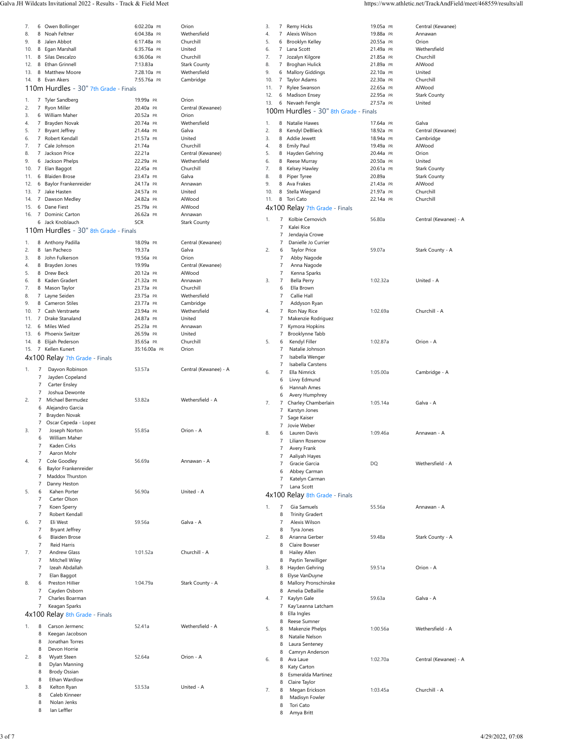| Place | Grade | Name | Time | | Team |
|---|---|---|---|---|---|
| 7. | 6 | Owen Bollinger | 6:02.20a | PR | Orion |
| 8. | 8 | Noah Feltner | 6:04.38a | PR | Wethersfield |
| 9. | 8 | Jalen Abbot | 6:17.48a | PR | Churchill |
| 10. | 8 | Egan Marshall | 6:35.76a | PR | United |
| 11. | 8 | Silas Descalzo | 6:36.06a | PR | Churchill |
| 12. | 8 | Ethan Grinnell | 7:13.83a | | Stark County |
| 13. | 8 | Matthew Moore | 7:28.10a | PR | Wethersfield |
| 14. | 8 | Evan Akers | 7:55.76a | PR | Cambridge |

## 110m Hurdles - 30" 7th Grade - Finals

| Place | Grade | Name | Time | | Team |
|---|---|---|---|---|---|
| 1. | 7 | Tyler Sandberg | 19.99a | PR | Orion |
| 2. | 7 | Ryon Miller | 20.40a | PR | Central (Kewanee) |
| 3. | 6 | William Maher | 20.52a | PR | Orion |
| 4. | 7 | Brayden Novak | 20.74a | PR | Wethersfield |
| 5. | 7 | Bryant Jeffrey | 21.44a | PR | Galva |
| 6. | 7 | Robert Kendall | 21.57a | PR | United |
| 7. | 7 | Cale Johnson | 21.74a | | Churchill |
| 8. | 7 | Jackson Price | 22.21a | | Central (Kewanee) |
| 9. | 6 | Jackson Phelps | 22.29a | PR | Wethersfield |
| 10. | 7 | Elan Baggot | 22.45a | PR | Churchill |
| 11. | 6 | Blaiden Brose | 23.47a | PR | Galva |
| 12. | 6 | Baylor Frankenreider | 24.17a | PR | Annawan |
| 13. | 7 | Jake Hasten | 24.57a | PR | United |
| 14. | 7 | Dawson Medley | 24.82a | PR | AlWood |
| 15. | 6 | Dane Fiest | 25.79a | PR | AlWood |
| 16. | 7 | Dominic Carton | 26.62a | PR | Annawan |
| | 6 | Jack Knoblauch | SCR | | Stark County |

## 110m Hurdles - 30" 8th Grade - Finals

| Place | Grade | Name | Time | | Team |
|---|---|---|---|---|---|
| 1. | 8 | Anthony Padilla | 18.09a | PR | Central (Kewanee) |
| 2. | 8 | Ian Pacheco | 19.37a | | Galva |
| 3. | 8 | John Fulkerson | 19.56a | PR | Orion |
| 4. | 8 | Brayden Jones | 19.99a | | Central (Kewanee) |
| 5. | 8 | Drew Beck | 20.12a | PR | AlWood |
| 6. | 8 | Kaden Gradert | 21.32a | PR | Annawan |
| 7. | 8 | Mason Taylor | 23.73a | PR | Churchill |
| 8. | 7 | Layne Seiden | 23.75a | PR | Wethersfield |
| 9. | 8 | Cameron Stiles | 23.77a | PR | Cambridge |
| 10. | 7 | Cash Verstraete | 23.94a | PR | Wethersfield |
| 11. | 7 | Drake Stanaland | 24.87a | PR | United |
| 12. | 6 | Miles Wied | 25.23a | PR | Annawan |
| 13. | 7 | Phoenix Switzer | 26.59a | PR | United |
| 14. | 8 | Elijah Pederson | 35.65a | PR | Churchill |
| 15. | 7 | Kellen Kunert | 35:16.00a | PR | Orion |

## 4x100 Relay 7th Grade - Finals

| Place | Grade | Name | Time | Team |
|---|---|---|---|---|
| 1. | 7 | Dayvon Robinson | 53.57a | Central (Kewanee) - A |
| | 7 | Jayden Copeland | | |
| | 7 | Carter Ensley | | |
| | 7 | Joshua Dewonte | | |
| 2. | 7 | Michael Bermudez | 53.82a | Wethersfield - A |
| | 6 | Alejandro Garcia | | |
| | 7 | Brayden Novak | | |
| | 7 | Oscar Cepeda - Lopez | | |
| 3. | 7 | Joseph Norton | 55.85a | Orion - A |
| | 6 | William Maher | | |
| | 7 | Kaden Cirks | | |
| | 7 | Aaron Mohr | | |
| 4. | 7 | Cole Goodley | 56.69a | Annawan - A |
| | 6 | Baylor Frankenreider | | |
| | 7 | Maddox Thurston | | |
| | 7 | Danny Heston | | |
| 5. | 6 | Kahen Porter | 56.90a | United - A |
| | 7 | Carter Olson | | |
| | 7 | Koen Sperry | | |
| | 7 | Robert Kendall | | |
| 6. | 7 | Eli West | 59.56a | Galva - A |
| | 7 | Bryant Jeffrey | | |
| | 6 | Blaiden Brose | | |
| | 7 | Reid Harris | | |
| 7. | 7 | Andrew Glass | 1:01.52a | Churchill - A |
| | 7 | Mitchell Wiley | | |
| | 7 | Izeah Abdallah | | |
| | 7 | Elan Baggot | | |
| 8. | 6 | Preston Hillier | 1:04.79a | Stark County - A |
| | 7 | Cayden Osborn | | |
| | 7 | Charles Boarman | | |
| | 7 | Keagan Sparks | | |

## 4x100 Relay 8th Grade - Finals

| Place | Grade | Name | Time | Team |
|---|---|---|---|---|
| 1. | 8 | Carson Jermenc | 52.41a | Wethersfield - A |
| | 8 | Keegan Jacobson | | |
| | 8 | Jonathan Torres | | |
| | 8 | Devon Horrie | | |
| 2. | 8 | Wyatt Steen | 52.64a | Orion - A |
| | 8 | Dylan Manning | | |
| | 8 | Brody Ossian | | |
| | 8 | Ethan Wardlow | | |
| 3. | 8 | Kelton Ryan | 53.53a | United - A |
| | 8 | Caleb Kinneer | | |
| | 8 | Nolan Jenks | | |
| | 8 | Ian Leffler | | |

| Place | Grade | Name | Time | | Team |
|---|---|---|---|---|---|
| 3. | 7 | Remy Hicks | 19.05a | PR | Central (Kewanee) |
| 4. | 7 | Alexis Wilson | 19.88a | PR | Annawan |
| 5. | 6 | Brooklyn Kelley | 20.55a | PR | Orion |
| 6. | 7 | Lana Scott | 21.49a | PR | Wethersfield |
| 7. | 7 | Jozalyn Kilgore | 21.85a | PR | Churchill |
| 8. | 7 | Broghan Hulick | 21.89a | PR | AlWood |
| 9. | 6 | Mallory Giddings | 22.10a | PR | United |
| 10. | 7 | Taylor Adams | 22.30a | PR | Churchill |
| 11. | 7 | Rylee Swanson | 22.65a | PR | AlWood |
| 12. | 6 | Madison Ensey | 22.95a | PR | Stark County |
| 13. | 6 | Nevaeh Fengle | 27.57a | PR | United |

## 100m Hurdles - 30" 8th Grade - Finals

| Place | Grade | Name | Time | | Team |
|---|---|---|---|---|---|
| 1. | 8 | Natalie Hawes | 17.64a | PR | Galva |
| 2. | 8 | Kendyl DeBlieck | 18.92a | PR | Central (Kewanee) |
| 3. | 8 | Addie Jewett | 18.94a | PR | Cambridge |
| 4. | 8 | Emily Paul | 19.49a | PR | AlWood |
| 5. | 8 | Hayden Gehring | 20.44a | PR | Orion |
| 6. | 8 | Reese Murray | 20.50a | PR | United |
| 7. | 8 | Kelsey Hawley | 20.61a | PR | Stark County |
| 8. | 8 | Piper Tyree | 20.89a | | Stark County |
| 9. | 8 | Ava Frakes | 21.43a | PR | AlWood |
| 10. | 8 | Stella Wiegand | 21.97a | PR | Churchill |
| 11. | 8 | Tori Cato | 22.14a | PR | Churchill |

## 4x100 Relay 7th Grade - Finals

| Place | Grade | Name | Time | Team |
|---|---|---|---|---|
| 1. | 7 | Kolbie Cernovich | 56.80a | Central (Kewanee) - A |
| | 7 | Kalei Rice | | |
| | 7 | Jendayia Crowe | | |
| | 7 | Danielle Jo Currier | | |
| 2. | 6 | Taylor Price | 59.07a | Stark County - A |
| | 7 | Abby Nagode | | |
| | 7 | Anna Nagode | | |
| | 7 | Kenna Sparks | | |
| 3. | 7 | Bella Perry | 1:02.32a | United - A |
| | 6 | Ella Brown | | |
| | 7 | Callie Hall | | |
| | 7 | Addyson Ryan | | |
| 4. | 7 | Ron Nay Rice | 1:02.69a | Churchill - A |
| | 7 | Makenzie Rodriguez | | |
| | 7 | Kymora Hopkins | | |
| | 7 | Brooklynne Tabb | | |
| 5. | 6 | Kendyl Filler | 1:02.87a | Orion - A |
| | 7 | Natalie Johnson | | |
| | 7 | Isabella Wenger | | |
| | 7 | Isabella Carstens | | |
| 6. | 7 | Ella Nimrick | 1:05.00a | Cambridge - A |
| | 6 | Livvy Edmund | | |
| | 6 | Hannah Ames | | |
| | 6 | Avery Humphrey | | |
| 7. | 7 | Charley Chamberlain | 1:05.14a | Galva - A |
| | 7 | Karstyn Jones | | |
| | 7 | Sage Kaiser | | |
| | 7 | Jovie Weber | | |
| 8. | 6 | Lauren Davis | 1:09.46a | Annawan - A |
| | 7 | Liliann Rosenow | | |
| | 7 | Avery Frank | | |
| | 7 | Aaliyah Hayes | | |
| | 7 | Gracie Garcia | DQ | Wethersfield - A |
| | 6 | Abbey Carman | | |
| | 7 | Katelyn Carman | | |
| | 7 | Lana Scott | | |

## 4x100 Relay 8th Grade - Finals

| Place | Grade | Name | Time | Team |
|---|---|---|---|---|
| 1. | 7 | Gia Samuels | 55.56a | Annawan - A |
| | 8 | Trinity Gradert | | |
| | 7 | Alexis Wilson | | |
| | 8 | Tyra Jones | | |
| 2. | 8 | Arianna Gerber | 59.48a | Stark County - A |
| | 8 | Claire Bowser | | |
| | 8 | Hailey Allen | | |
| | 8 | Paytin Terwilliger | | |
| 3. | 8 | Hayden Gehring | 59.51a | Orion - A |
| | 8 | Elyse VanDuyne | | |
| | 8 | Mallory Pronschinske | | |
| | 8 | Amelia DeBaillie | | |
| 4. | 7 | Kaylyn Gale | 59.63a | Galva - A |
| | 7 | Kay'Leanna Latcham | | |
| | 8 | Ella Ingles | | |
| | 8 | Reese Sumner | | |
| 5. | 8 | Makenzie Phelps | 1:00.56a | Wethersfield - A |
| | 8 | Natalie Nelson | | |
| | 8 | Laura Senteney | | |
| | 8 | Camryn Anderson | | |
| 6. | 8 | Ava Laue | 1:02.70a | Central (Kewanee) - A |
| | 8 | Katy Carton | | |
| | 8 | Esmeralda Martinez | | |
| | 8 | Claire Taylor | | |
| 7. | 8 | Megan Erickson | 1:03.45a | Churchill - A |
| | 8 | Madisyn Fowler | | |
| | 8 | Tori Cato | | |
| | 8 | Amya Britt | | |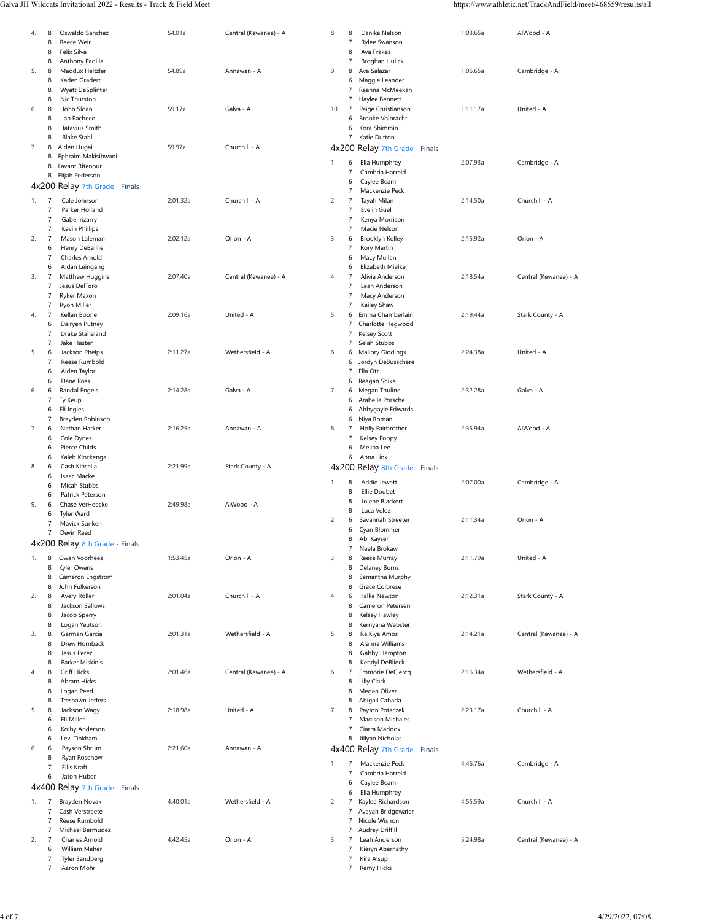| Place | Grade | Name | Time | Team |
|---|---|---|---|---|
| 4. | 8 | Oswaldo Sanchez | 54.01a | Central (Kewanee) - A |
| | 8 | Reece Weir | | |
| | 8 | Felix Silva | | |
| | 8 | Anthony Padilla | | |
| 5. | 8 | Maddux Heitzler | 54.89a | Annawan - A |
| | 8 | Kaden Gradert | | |
| | 8 | Wyatt DeSplinter | | |
| | 8 | Nic Thurston | | |
| 6. | 8 | John Sloan | 59.17a | Galva - A |
| | 8 | Ian Pacheco | | |
| | 8 | Jatavius Smith | | |
| | 8 | Blake Stahl | | |
| 7. | 8 | Aiden Hugai | 59.97a | Churchill - A |
| | 8 | Ephraim Makisibwani | | |
| | 8 | Lavant Ritenour | | |
| | 8 | Elijah Pederson | | |

## 4x200 Relay 7th Grade - Finals

| Place | Grade | Name | Time | Team |
|---|---|---|---|---|
| 1. | 7 | Cale Johnson | 2:01.32a | Churchill - A |
| | 7 | Parker Holland | | |
| | 7 | Gabe Irizarry | | |
| | 7 | Kevin Phillips | | |
| 2. | 7 | Mason Laleman | 2:02.12a | Orion - A |
| | 6 | Henry DeBaillie | | |
| | 7 | Charles Arnold | | |
| | 6 | Aidan Leingang | | |
| 3. | 7 | Matthew Huggins | 2:07.40a | Central (Kewanee) - A |
| | 7 | Jesus DelToro | | |
| | 7 | Ryker Maxon | | |
| | 7 | Ryon Miller | | |
| 4. | 7 | Kellan Boone | 2:09.16a | United - A |
| | 6 | Dairyen Putney | | |
| | 7 | Drake Stanaland | | |
| | 7 | Jake Hasten | | |
| 5. | 6 | Jackson Phelps | 2:11.27a | Wethersfield - A |
| | 7 | Reese Rumbold | | |
| | 6 | Aiden Taylor | | |
| | 6 | Dane Ross | | |
| 6. | 6 | Randal Engels | 2:14.28a | Galva - A |
| | 7 | Ty Keup | | |
| | 6 | Eli Ingles | | |
| | 7 | Brayden Robinson | | |
| 7. | 6 | Nathan Harker | 2:16.25a | Annawan - A |
| | 6 | Cole Dynes | | |
| | 6 | Pierce Childs | | |
| | 6 | Kaleb Klockenga | | |
| 8. | 6 | Cash Kinsella | 2:21.99a | Stark County - A |
| | 6 | Isaac Macke | | |
| | 6 | Micah Stubbs | | |
| | 6 | Patrick Peterson | | |
| 9. | 6 | Chase VerHeecke | 2:49.98a | AlWood - A |
| | 6 | Tyler Ward | | |
| | 7 | Mavick Sunken | | |
| | 7 | Devin Reed | | |

## 4x200 Relay 8th Grade - Finals

| Place | Grade | Name | Time | Team |
|---|---|---|---|---|
| 1. | 8 | Owen Voorhees | 1:53.45a | Orion - A |
| | 8 | Kyler Owens | | |
| | 8 | Cameron Engstrom | | |
| | 8 | John Fulkerson | | |
| 2. | 8 | Avery Roller | 2:01.04a | Churchill - A |
| | 8 | Jackson Sallows | | |
| | 8 | Jacob Sperry | | |
| | 8 | Logan Yeutson | | |
| 3. | 8 | German Garcia | 2:01.31a | Wethersfield - A |
| | 8 | Drew Hornback | | |
| | 8 | Jesus Perez | | |
| | 8 | Parker Miskinis | | |
| 4. | 8 | Griff Hicks | 2:01.46a | Central (Kewanee) - A |
| | 8 | Abram Hicks | | |
| | 8 | Logan Peed | | |
| | 8 | Treshawn Jeffers | | |
| 5. | 8 | Jackson Wagy | 2:18.98a | United - A |
| | 6 | Eli Miller | | |
| | 6 | Kolby Anderson | | |
| | 6 | Levi Tinkham | | |
| 6. | 6 | Payson Shrum | 2:21.60a | Annawan - A |
| | 8 | Ryan Rosenow | | |
| | 7 | Ellis Kraft | | |
| | 6 | Jaton Huber | | |

## 4x400 Relay 7th Grade - Finals

| Place | Grade | Name | Time | Team |
|---|---|---|---|---|
| 1. | 7 | Brayden Novak | 4:40.01a | Wethersfield - A |
| | 7 | Cash Verstraete | | |
| | 7 | Reese Rumbold | | |
| | 7 | Michael Bermudez | | |
| 2. | 7 | Charles Arnold | 4:42.45a | Orion - A |
| | 6 | William Maher | | |
| | 7 | Tyler Sandberg | | |
| | 7 | Aaron Mohr | | |

| Place | Grade | Name | Time | Team |
|---|---|---|---|---|
| 8. | 8 | Danika Nelson | 1:03.65a | AlWood - A |
| | 7 | Rylee Swanson | | |
| | 8 | Ava Frakes | | |
| | 7 | Broghan Hulick | | |
| 9. | 8 | Ava Salazar | 1:06.65a | Cambridge - A |
| | 6 | Maggie Leander | | |
| | 7 | Reanna McMeekan | | |
| | 7 | Haylee Bennett | | |
| 10. | 7 | Paige Christianson | 1:11.17a | United - A |
| | 6 | Brooke Volbracht | | |
| | 6 | Kora Shimmin | | |
| | 7 | Katie Dutton | | |

## 4x200 Relay 7th Grade - Finals

| Place | Grade | Name | Time | Team |
|---|---|---|---|---|
| 1. | 6 | Ella Humphrey | 2:07.93a | Cambridge - A |
| | 7 | Cambria Harreld | | |
| | 6 | Caylee Beam | | |
| | 7 | Mackenzie Peck | | |
| 2. | 7 | Tayah Milan | 2:14.50a | Churchill - A |
| | 7 | Evelin Guel | | |
| | 7 | Kenya Morrison | | |
| | 7 | Macie Nelson | | |
| 3. | 6 | Brooklyn Kelley | 2:15.92a | Orion - A |
| | 7 | Rory Martin | | |
| | 6 | Macy Mullen | | |
| | 6 | Elizabeth Mielke | | |
| 4. | 7 | Alivia Anderson | 2:18.54a | Central (Kewanee) - A |
| | 7 | Leah Anderson | | |
| | 7 | Macy Anderson | | |
| | 7 | Kailey Shaw | | |
| 5. | 6 | Emma Chamberlain | 2:19.44a | Stark County - A |
| | 7 | Charlotte Hegwood | | |
| | 7 | Kelsey Scott | | |
| | 7 | Selah Stubbs | | |
| 6. | 6 | Mallory Giddings | 2:24.38a | United - A |
| | 6 | Jordyn DeBusschere | | |
| | 7 | Ella Ott | | |
| | 6 | Reagan Shike | | |
| 7. | 6 | Megan Thuline | 2:32.28a | Galva - A |
| | 6 | Arabella Porsche | | |
| | 6 | Abbygayle Edwards | | |
| | 6 | Niya Roman | | |
| 8. | 7 | Holly Fairbrother | 2:35.94a | AlWood - A |
| | 7 | Kelsey Poppy | | |
| | 6 | Melina Lee | | |
| | 6 | Anna Link | | |

## 4x200 Relay 8th Grade - Finals

| Place | Grade | Name | Time | Team |
|---|---|---|---|---|
| 1. | 8 | Addie Jewett | 2:07.00a | Cambridge - A |
| | 8 | Ellie Doubet | | |
| | 8 | Jolene Blackert | | |
| | 8 | Luca Veloz | | |
| 2. | 6 | Savannah Streeter | 2:11.34a | Orion - A |
| | 6 | Cyan Blommer | | |
| | 8 | Abi Kayser | | |
| | 7 | Neela Brokaw | | |
| 3. | 8 | Reese Murray | 2:11.79a | United - A |
| | 8 | Delaney Burns | | |
| | 8 | Samantha Murphy | | |
| | 8 | Grace Colbrese | | |
| 4. | 6 | Hallie Newton | 2:12.31a | Stark County - A |
| | 8 | Cameron Petersen | | |
| | 8 | Kelsey Hawley | | |
| | 8 | Kerriyana Webster | | |
| 5. | 8 | Ra'Kiya Amos | 2:14.21a | Central (Kewanee) - A |
| | 8 | Alanna Williams | | |
| | 8 | Gabby Hampton | | |
| | 8 | Kendyl DeBlieck | | |
| 6. | 7 | Emmorie DeClercq | 2:16.34a | Wethersfield - A |
| | 8 | Lilly Clark | | |
| | 8 | Megan Oliver | | |
| | 8 | Abigail Cabada | | |
| 7. | 8 | Payton Potaczek | 2:23.17a | Churchill - A |
| | 7 | Madison Michales | | |
| | 7 | Ciarra Maddox | | |
| | 8 | Jillyan Nicholas | | |

## 4x400 Relay 7th Grade - Finals

| Place | Grade | Name | Time | Team |
|---|---|---|---|---|
| 1. | 7 | Mackenzie Peck | 4:46.76a | Cambridge - A |
| | 7 | Cambria Harreld | | |
| | 6 | Caylee Beam | | |
| | 6 | Ella Humphrey | | |
| 2. | 7 | Kaylee Richardson | 4:55.59a | Churchill - A |
| | 7 | Avayah Bridgewater | | |
| | 7 | Nicole Wishon | | |
| | 7 | Audrey Driffill | | |
| 3. | 7 | Leah Anderson | 5:24.98a | Central (Kewanee) - A |
| | 7 | Kieryn Abernathy | | |
| | 7 | Kira Alsup | | |
| | 7 | Remy Hicks | | |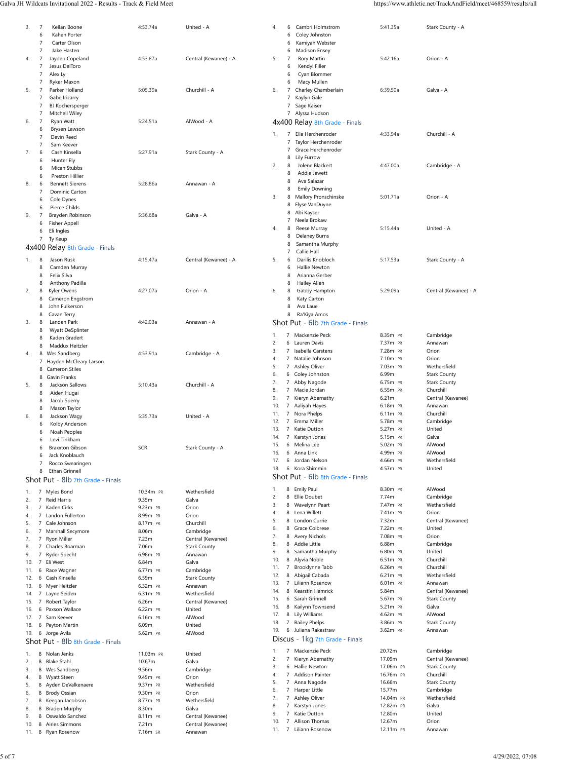| Place | Grade | Name | Time | Team |
|---|---|---|---|---|
| 3. | 7 | Kellan Boone | 4:53.74a | United - A |
| | 6 | Kahen Porter | | |
| | 7 | Carter Olson | | |
| | 7 | Jake Hasten | | |
| 4. | 7 | Jayden Copeland | 4:53.87a | Central (Kewanee) - A |
| | 7 | Jesus DelToro | | |
| | 7 | Alex Ly | | |
| | 7 | Ryker Maxon | | |
| 5. | 7 | Parker Holland | 5:05.39a | Churchill - A |
| | 7 | Gabe Irizarry | | |
| | 7 | BJ Kochersperger | | |
| | 7 | Mitchell Wiley | | |
| 6. | 7 | Ryan Watt | 5:24.51a | AlWood - A |
| | 6 | Brysen Lawson | | |
| | 7 | Devin Reed | | |
| | 7 | Sam Keever | | |
| 7. | 6 | Cash Kinsella | 5:27.91a | Stark County - A |
| | 6 | Hunter Ely | | |
| | 6 | Micah Stubbs | | |
| | 6 | Preston Hillier | | |
| 8. | 6 | Bennett Sierens | 5:28.86a | Annawan - A |
| | 7 | Dominic Carton | | |
| | 6 | Cole Dynes | | |
| | 6 | Pierce Childs | | |
| 9. | 7 | Brayden Robinson | 5:36.68a | Galva - A |
| | 6 | Fisher Appell | | |
| | 6 | Eli Ingles | | |
| | 7 | Ty Keup | | |

## 4x400 Relay 8th Grade - Finals

| Place | Grade | Name | Time | Team |
|---|---|---|---|---|
| 1. | 8 | Jason Rusk | 4:15.47a | Central (Kewanee) - A |
| | 8 | Camden Murray | | |
| | 8 | Felix Silva | | |
| | 8 | Anthony Padilla | | |
| 2. | 8 | Kyler Owens | 4:27.07a | Orion - A |
| | 8 | Cameron Engstrom | | |
| | 8 | John Fulkerson | | |
| | 8 | Cavan Terry | | |
| 3. | 8 | Landen Park | 4:42.03a | Annawan - A |
| | 8 | Wyatt DeSplinter | | |
| | 8 | Kaden Gradert | | |
| | 8 | Maddux Heitzler | | |
| 4. | 8 | Wes Sandberg | 4:53.91a | Cambridge - A |
| | 7 | Hayden McCleary Larson | | |
| | 8 | Cameron Stiles | | |
| | 8 | Gavin Franks | | |
| 5. | 8 | Jackson Sallows | 5:10.43a | Churchill - A |
| | 8 | Aiden Hugai | | |
| | 8 | Jacob Sperry | | |
| | 8 | Mason Taylor | | |
| 6. | 8 | Jackson Wagy | 5:35.73a | United - A |
| | 6 | Kolby Anderson | | |
| | 6 | Noah Peoples | | |
| | 6 | Levi Tinkham | | |
| | 6 | Braxxton Gibson | SCR | Stark County - A |
| | 6 | Jack Knoblauch | | |
| | 7 | Rocco Swearingen | | |
| | 8 | Ethan Grinnell | | |

## Shot Put - 8lb 7th Grade - Finals

| Place | Grade | Name | Mark | | Team |
|---|---|---|---|---|---|
| 1. | 7 | Myles Bond | 10.34m | PR | Wethersfield |
| 2. | 7 | Reid Harris | 9.35m | | Galva |
| 3. | 7 | Kaden Cirks | 9.23m | PR | Orion |
| 4. | 7 | Landon Fullerton | 8.99m | PR | Orion |
| 5. | 7 | Cale Johnson | 8.17m | PR | Churchill |
| 6. | 7 | Marshall Secymore | 8.06m | | Cambridge |
| 7. | 7 | Ryon Miller | 7.23m | | Central (Kewanee) |
| 8. | 7 | Charles Boarman | 7.06m | | Stark County |
| 9. | 7 | Ryder Specht | 6.98m | PR | Annawan |
| 10. | 7 | Eli West | 6.84m | | Galva |
| 11. | 6 | Race Wagner | 6.77m | PR | Cambridge |
| 12. | 6 | Cash Kinsella | 6.59m | | Stark County |
| 13. | 6 | Myer Heitzler | 6.32m | PR | Annawan |
| 14. | 7 | Layne Seiden | 6.31m | PR | Wethersfield |
| 15. | 7 | Robert Taylor | 6.26m | | Central (Kewanee) |
| 16. | 6 | Paxson Wallace | 6.22m | PR | United |
| 17. | 7 | Sam Keever | 6.16m | PR | AlWood |
| 18. | 6 | Peyton Martin | 6.09m | | United |
| 19. | 6 | Jorge Avila | 5.62m | PR | AlWood |

## Shot Put - 8lb 8th Grade - Finals

| Place | Grade | Name | Mark | | Team |
|---|---|---|---|---|---|
| 1. | 8 | Nolan Jenks | 11.03m | PR | United |
| 2. | 8 | Blake Stahl | 10.67m | | Galva |
| 3. | 8 | Wes Sandberg | 9.56m | | Cambridge |
| 4. | 8 | Wyatt Steen | 9.45m | PR | Orion |
| 5. | 8 | Ayden DeValkenaere | 9.37m | PR | Wethersfield |
| 6. | 8 | Brody Ossian | 9.30m | PR | Orion |
| 7. | 8 | Keegan Jacobson | 8.77m | PR | Wethersfield |
| 8. | 8 | Braden Murphy | 8.30m | | Galva |
| 9. | 8 | Oswaldo Sanchez | 8.11m | PR | Central (Kewanee) |
| 10. | 8 | Airies Simmons | 7.21m | | Central (Kewanee) |
| 11. | 8 | Ryan Rosenow | 7.16m | SR | Annawan |

| Place | Grade | Name | Time | Team |
|---|---|---|---|---|
| 4. | 6 | Cambri Holmstrom | 5:41.35a | Stark County - A |
| | 6 | Coley Johnston | | |
| | 6 | Kamiyah Webster | | |
| | 6 | Madison Ensey | | |
| 5. | 7 | Rory Martin | 5:42.16a | Orion - A |
| | 6 | Kendyl Filler | | |
| | 6 | Cyan Blommer | | |
| | 6 | Macy Mullen | | |
| 6. | 7 | Charley Chamberlain | 6:39.50a | Galva - A |
| | 7 | Kaylyn Gale | | |
| | 7 | Sage Kaiser | | |
| | 7 | Alyssa Hudson | | |

## 4x400 Relay 8th Grade - Finals

| Place | Grade | Name | Time | Team |
|---|---|---|---|---|
| 1. | 7 | Ella Herchenroder | 4:33.94a | Churchill - A |
| | 7 | Taylor Herchenroder | | |
| | 7 | Grace Herchenroder | | |
| | 8 | Lily Furrow | | |
| 2. | 8 | Jolene Blackert | 4:47.00a | Cambridge - A |
| | 8 | Addie Jewett | | |
| | 8 | Ava Salazar | | |
| | 8 | Emily Downing | | |
| 3. | 8 | Mallory Pronschinske | 5:01.71a | Orion - A |
| | 8 | Elyse VanDuyne | | |
| | 8 | Abi Kayser | | |
| | 7 | Neela Brokaw | | |
| 4. | 8 | Reese Murray | 5:15.44a | United - A |
| | 8 | Delaney Burns | | |
| | 8 | Samantha Murphy | | |
| | 7 | Callie Hall | | |
| 5. | 6 | Darilis Knobloch | 5:17.53a | Stark County - A |
| | 6 | Hallie Newton | | |
| | 8 | Arianna Gerber | | |
| | 8 | Hailey Allen | | |
| 6. | 8 | Gabby Hampton | 5:29.09a | Central (Kewanee) - A |
| | 8 | Katy Carton | | |
| | 8 | Ava Laue | | |
| | 8 | Ra'Kiya Amos | | |

## Shot Put - 6lb 7th Grade - Finals

| Place | Grade | Name | Mark | | Team |
|---|---|---|---|---|---|
| 1. | 7 | Mackenzie Peck | 8.35m | PR | Cambridge |
| 2. | 6 | Lauren Davis | 7.37m | PR | Annawan |
| 3. | 7 | Isabella Carstens | 7.28m | PR | Orion |
| 4. | 7 | Natalie Johnson | 7.10m | PR | Orion |
| 5. | 7 | Ashley Oliver | 7.03m | PR | Wethersfield |
| 6. | 6 | Coley Johnston | 6.99m | | Stark County |
| 7. | 7 | Abby Nagode | 6.75m | PR | Stark County |
| 8. | 7 | Macie Jordan | 6.55m | PR | Churchill |
| 9. | 7 | Kieryn Abernathy | 6.21m | | Central (Kewanee) |
| 10. | 7 | Aaliyah Hayes | 6.18m | PR | Annawan |
| 11. | 7 | Nora Phelps | 6.11m | PR | Churchill |
| 12. | 7 | Emma Miller | 5.78m | PR | Cambridge |
| 13. | 7 | Katie Dutton | 5.27m | PR | United |
| 14. | 7 | Karstyn Jones | 5.15m | PR | Galva |
| 15. | 6 | Melina Lee | 5.02m | PR | AlWood |
| 16. | 6 | Anna Link | 4.99m | PR | AlWood |
| 17. | 6 | Jordan Nelson | 4.66m | PR | Wethersfield |
| 18. | 6 | Kora Shimmin | 4.57m | PR | United |

## Shot Put - 6lb 8th Grade - Finals

| Place | Grade | Name | Mark | | Team |
|---|---|---|---|---|---|
| 1. | 8 | Emily Paul | 8.30m | PR | AlWood |
| 2. | 8 | Ellie Doubet | 7.74m | | Cambridge |
| 3. | 8 | Wavelynn Peart | 7.47m | PR | Wethersfield |
| 4. | 8 | Lena Willett | 7.41m | PR | Orion |
| 5. | 8 | London Currie | 7.32m | | Central (Kewanee) |
| 6. | 8 | Grace Colbrese | 7.22m | PR | United |
| 7. | 8 | Avery Nichols | 7.08m | PR | Orion |
| 8. | 8 | Addie Little | 6.88m | | Cambridge |
| 9. | 8 | Samantha Murphy | 6.80m | PR | United |
| 10. | 8 | Alyvia Noble | 6.51m | PR | Churchill |
| 11. | 7 | Brooklynne Tabb | 6.26m | PR | Churchill |
| 12. | 8 | Abigail Cabada | 6.21m | PR | Wethersfield |
| 13. | 7 | Liliann Rosenow | 6.01m | PR | Annawan |
| 14. | 8 | Kearstin Hamrick | 5.84m | | Central (Kewanee) |
| 15. | 6 | Sarah Grinnell | 5.67m | PR | Stark County |
| 16. | 8 | Kailynn Townsend | 5.21m | PR | Galva |
| 17. | 8 | Lily Williams | 4.62m | PR | AlWood |
| 18. | 7 | Bailey Phelps | 3.86m | PR | Stark County |
| 19. | 6 | Juliana Rakestraw | 3.62m | PR | Annawan |

## Discus - 1kg 7th Grade - Finals

| Place | Grade | Name | Mark | | Team |
|---|---|---|---|---|---|
| 1. | 7 | Mackenzie Peck | 20.72m | | Cambridge |
| 2. | 7 | Kieryn Abernathy | 17.09m | | Central (Kewanee) |
| 3. | 6 | Hallie Newton | 17.06m | PR | Stark County |
| 4. | 7 | Addison Painter | 16.76m | PR | Churchill |
| 5. | 7 | Anna Nagode | 16.66m | | Stark County |
| 6. | 7 | Harper Little | 15.77m | | Cambridge |
| 7. | 7 | Ashley Oliver | 14.04m | PR | Wethersfield |
| 8. | 7 | Karstyn Jones | 12.82m | PR | Galva |
| 9. | 7 | Katie Dutton | 12.80m | | United |
| 10. | 7 | Allison Thomas | 12.67m | | Orion |
| 11. | 7 | Liliann Rosenow | 12.11m | PR | Annawan |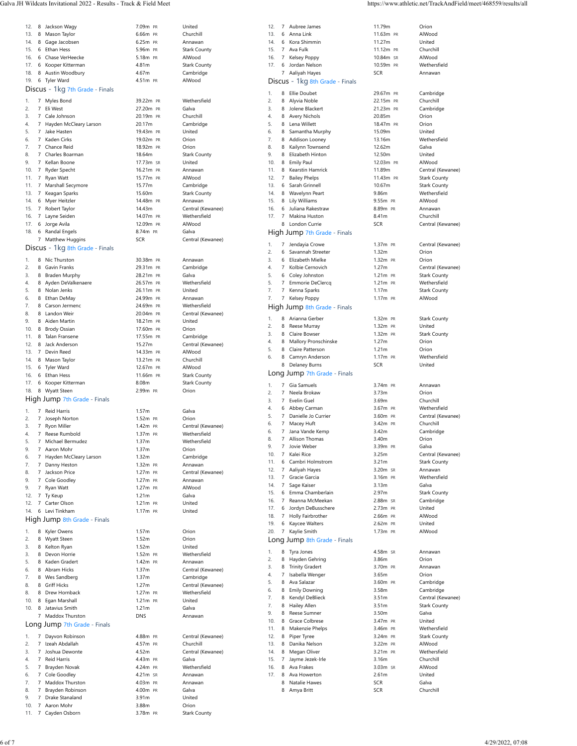| Place | Grade | Name | Mark | | Team |
|---|---|---|---|---|---|
| 12. | 8 | Jackson Wagy | 7.09m | PR | United |
| 13. | 8 | Mason Taylor | 6.66m | PR | Churchill |
| 14. | 8 | Gage Jacobsen | 6.25m | PR | Annawan |
| 15. | 6 | Ethan Hess | 5.96m | PR | Stark County |
| 16. | 6 | Chase VerHeecke | 5.18m | PR | AlWood |
| 17. | 6 | Kooper Kitterman | 4.81m | | Stark County |
| 18. | 8 | Austin Woodbury | 4.67m | | Cambridge |
| 19. | 6 | Tyler Ward | 4.51m | PR | AlWood |

## Discus - 1kg 7th Grade - Finals

| Place | Grade | Name | Mark | | Team |
|---|---|---|---|---|---|
| 1. | 7 | Myles Bond | 39.22m | PR | Wethersfield |
| 2. | 7 | Eli West | 27.20m | PR | Galva |
| 3. | 7 | Cale Johnson | 20.19m | PR | Churchill |
| 4. | 7 | Hayden McCleary Larson | 20.17m | | Cambridge |
| 5. | 7 | Jake Hasten | 19.43m | PR | United |
| 6. | 7 | Kaden Cirks | 19.02m | PR | Orion |
| 7. | 7 | Chance Reid | 18.92m | PR | Orion |
| 8. | 7 | Charles Boarman | 18.64m | | Stark County |
| 9. | 7 | Kellan Boone | 17.73m | SR | United |
| 10. | 7 | Ryder Specht | 16.21m | PR | Annawan |
| 11. | 7 | Ryan Watt | 15.77m | PR | AlWood |
| 11. | 7 | Marshall Secymore | 15.77m | | Cambridge |
| 13. | 7 | Keagan Sparks | 15.60m | | Stark County |
| 14. | 6 | Myer Heitzler | 14.48m | PR | Annawan |
| 15. | 7 | Robert Taylor | 14.43m | | Central (Kewanee) |
| 16. | 7 | Layne Seiden | 14.07m | PR | Wethersfield |
| 17. | 6 | Jorge Avila | 12.09m | PR | AlWood |
| 18. | 6 | Randal Engels | 8.74m | PR | Galva |
| | 7 | Matthew Huggins | SCR | | Central (Kewanee) |

## Discus - 1kg 8th Grade - Finals

| Place | Grade | Name | Mark | | Team |
|---|---|---|---|---|---|
| 1. | 8 | Nic Thurston | 30.38m | PR | Annawan |
| 2. | 8 | Gavin Franks | 29.31m | PR | Cambridge |
| 3. | 8 | Braden Murphy | 28.21m | PR | Galva |
| 4. | 8 | Ayden DeValkenaere | 26.57m | PR | Wethersfield |
| 5. | 8 | Nolan Jenks | 26.11m | PR | United |
| 6. | 8 | Ethan DeMay | 24.99m | PR | Annawan |
| 7. | 8 | Carson Jermenc | 24.69m | PR | Wethersfield |
| 8. | 8 | Landon Weir | 20.04m | PR | Central (Kewanee) |
| 9. | 8 | Aiden Martin | 18.21m | PR | United |
| 10. | 8 | Brody Ossian | 17.60m | PR | Orion |
| 11. | 8 | Talan Fransene | 17.55m | PR | Cambridge |
| 12. | 8 | Jack Anderson | 15.27m | | Central (Kewanee) |
| 13. | 7 | Devin Reed | 14.33m | PR | AlWood |
| 14. | 8 | Mason Taylor | 13.21m | PR | Churchill |
| 15. | 6 | Tyler Ward | 12.67m | PR | AlWood |
| 16. | 6 | Ethan Hess | 11.66m | PR | Stark County |
| 17. | 6 | Kooper Kitterman | 8.08m | | Stark County |
| 18. | 8 | Wyatt Steen | 2.99m | PR | Orion |

## High Jump 7th Grade - Finals

| Place | Grade | Name | Mark | | Team |
|---|---|---|---|---|---|
| 1. | 7 | Reid Harris | 1.57m | | Galva |
| 2. | 7 | Joseph Norton | 1.52m | PR | Orion |
| 3. | 7 | Ryon Miller | 1.42m | PR | Central (Kewanee) |
| 4. | 7 | Reese Rumbold | 1.37m | PR | Wethersfield |
| 5. | 7 | Michael Bermudez | 1.37m | | Wethersfield |
| 5. | 7 | Aaron Mohr | 1.37m | | Orion |
| 6. | 7 | Hayden McCleary Larson | 1.32m | | Cambridge |
| 7. | 7 | Danny Heston | 1.32m | PR | Annawan |
| 8. | 7 | Jackson Price | 1.27m | PR | Central (Kewanee) |
| 9. | 7 | Cole Goodley | 1.27m | PR | Annawan |
| 9. | 7 | Ryan Watt | 1.27m | PR | AlWood |
| 12. | 7 | Ty Keup | 1.21m | | Galva |
| 12. | 7 | Carter Olson | 1.21m | PR | United |
| 14. | 6 | Levi Tinkham | 1.17m | PR | United |

## High Jump 8th Grade - Finals

| Place | Grade | Name | Mark | | Team |
|---|---|---|---|---|---|
| 1. | 8 | Kyler Owens | 1.57m | | Orion |
| 2. | 8 | Wyatt Steen | 1.52m | | Orion |
| 3. | 8 | Kelton Ryan | 1.52m | | United |
| 3. | 8 | Devon Horrie | 1.52m | PR | Wethersfield |
| 5. | 8 | Kaden Gradert | 1.42m | PR | Annawan |
| 6. | 8 | Abram Hicks | 1.37m | | Central (Kewanee) |
| 7. | 8 | Wes Sandberg | 1.37m | | Cambridge |
| 8. | 8 | Griff Hicks | 1.27m | | Central (Kewanee) |
| 8. | 8 | Drew Hornback | 1.27m | PR | Wethersfield |
| 10. | 8 | Egan Marshall | 1.21m | PR | United |
| 10. | 8 | Jatavius Smith | 1.21m | | Galva |
| | 7 | Maddox Thurston | DNS | | Annawan |

## Long Jump 7th Grade - Finals

| Place | Grade | Name | Mark | | Team |
|---|---|---|---|---|---|
| 1. | 7 | Dayvon Robinson | 4.88m | PR | Central (Kewanee) |
| 2. | 7 | Izeah Abdallah | 4.57m | PR | Churchill |
| 3. | 7 | Joshua Dewonte | 4.52m | | Central (Kewanee) |
| 4. | 7 | Reid Harris | 4.43m | PR | Galva |
| 5. | 7 | Brayden Novak | 4.24m | PR | Wethersfield |
| 6. | 7 | Cole Goodley | 4.21m | SR | Annawan |
| 7. | 7 | Maddox Thurston | 4.03m | PR | Annawan |
| 8. | 7 | Brayden Robinson | 4.00m | PR | Galva |
| 9. | 7 | Drake Stanaland | 3.91m | | United |
| 10. | 7 | Aaron Mohr | 3.88m | | Orion |
| 11. | 7 | Cayden Osborn | 3.78m | PR | Stark County |

(Discus 7th Grade girls, continued)

| Place | Grade | Name | Mark | | Team |
|---|---|---|---|---|---|
| 12. | 7 | Aubree James | 11.79m | | Orion |
| 13. | 6 | Anna Link | 11.63m | PR | AlWood |
| 14. | 6 | Kora Shimmin | 11.27m | | United |
| 15. | 7 | Ava Fulk | 11.12m | PR | Churchill |
| 16. | 7 | Kelsey Poppy | 10.84m | SR | AlWood |
| 17. | 6 | Jordyn Nelson | 10.59m | PR | Wethersfield |
| | 7 | Aaliyah Hayes | SCR | | Annawan |

## Discus - 1kg 8th Grade - Finals

| Place | Grade | Name | Mark | | Team |
|---|---|---|---|---|---|
| 1. | 8 | Ellie Doubet | 29.67m | PR | Cambridge |
| 2. | 8 | Alyvia Noble | 22.15m | PR | Churchill |
| 3. | 8 | Jolene Blackert | 21.23m | PR | Cambridge |
| 4. | 8 | Avery Nichols | 20.85m | | Orion |
| 5. | 8 | Lena Willett | 18.47m | PR | Orion |
| 6. | 8 | Samantha Murphy | 15.09m | | United |
| 7. | 8 | Addison Looney | 13.16m | | Wethersfield |
| 8. | 8 | Kailynn Townsend | 12.62m | | Galva |
| 9. | 8 | Elizabeth Hinton | 12.50m | | United |
| 10. | 8 | Emily Paul | 12.03m | PR | AlWood |
| 11. | 8 | Kearstin Hamrick | 11.89m | | Central (Kewanee) |
| 12. | 7 | Bailey Phelps | 11.43m | PR | Stark County |
| 13. | 6 | Sarah Grinnell | 10.67m | | Stark County |
| 14. | 8 | Wavelynn Peart | 9.86m | | Wethersfield |
| 15. | 8 | Lily Williams | 9.55m | PR | AlWood |
| 16. | 6 | Juliana Rakestraw | 8.89m | PR | Annawan |
| 17. | 7 | Makina Huston | 8.41m | | Churchill |
| | 8 | London Currie | SCR | | Central (Kewanee) |

## High Jump 7th Grade - Finals

| Place | Grade | Name | Mark | | Team |
|---|---|---|---|---|---|
| 1. | 7 | Jendayia Crowe | 1.37m | PR | Central (Kewanee) |
| 2. | 6 | Savannah Streeter | 1.32m | | Orion |
| 3. | 6 | Elizabeth Mielke | 1.32m | PR | Orion |
| 4. | 7 | Kolbie Cernovich | 1.27m | | Central (Kewanee) |
| 5. | 6 | Coley Johnston | 1.21m | PR | Stark County |
| 5. | 7 | Emmorie DeClercq | 1.21m | PR | Wethersfield |
| 7. | 7 | Kenna Sparks | 1.17m | | Stark County |
| 7. | 7 | Kelsey Poppy | 1.17m | PR | AlWood |

## High Jump 8th Grade - Finals

| Place | Grade | Name | Mark | | Team |
|---|---|---|---|---|---|
| 1. | 8 | Arianna Gerber | 1.32m | PR | Stark County |
| 2. | 8 | Reese Murray | 1.32m | PR | United |
| 3. | 8 | Claire Bowser | 1.32m | PR | Stark County |
| 4. | 8 | Mallory Pronschinske | 1.27m | | Orion |
| 5. | 8 | Claire Patterson | 1.21m | | Orion |
| 6. | 8 | Camryn Anderson | 1.17m | PR | Wethersfield |
| | 8 | Delaney Burns | SCR | | United |

## Long Jump 7th Grade - Finals

| Place | Grade | Name | Mark | | Team |
|---|---|---|---|---|---|
| 1. | 7 | Gia Samuels | 3.74m | PR | Annawan |
| 2. | 7 | Neela Brokaw | 3.73m | | Orion |
| 3. | 7 | Evelin Guel | 3.69m | | Churchill |
| 4. | 6 | Abbey Carman | 3.67m | PR | Wethersfield |
| 5. | 7 | Danielle Jo Currier | 3.60m | PR | Central (Kewanee) |
| 6. | 7 | Macey Huft | 3.42m | PR | Churchill |
| 6. | 7 | Jana Vande Kemp | 3.42m | | Cambridge |
| 8. | 7 | Allison Thomas | 3.40m | | Orion |
| 9. | 7 | Jovie Weber | 3.39m | PR | Galva |
| 10. | 7 | Kalei Rice | 3.25m | | Central (Kewanee) |
| 11. | 6 | Cambri Holmstrom | 3.21m | | Stark County |
| 12. | 7 | Aaliyah Hayes | 3.20m | SR | Annawan |
| 13. | 7 | Gracie Garcia | 3.16m | PR | Wethersfield |
| 14. | 7 | Sage Kaiser | 3.13m | | Galva |
| 15. | 6 | Emma Chamberlain | 2.97m | | Stark County |
| 16. | 7 | Reanna McMeekan | 2.88m | SR | Cambridge |
| 17. | 6 | Jordyn DeBusschere | 2.73m | PR | United |
| 18. | 7 | Holly Fairbrother | 2.66m | PR | AlWood |
| 19. | 6 | Kaycee Walters | 2.62m | PR | United |
| 20. | 7 | Kaylie Smith | 1.73m | PR | AlWood |

## Long Jump 8th Grade - Finals

| Place | Grade | Name | Mark | | Team |
|---|---|---|---|---|---|
| 1. | 8 | Tyra Jones | 4.58m | SR | Annawan |
| 2. | 8 | Hayden Gehring | 3.86m | | Orion |
| 3. | 8 | Trinity Gradert | 3.70m | PR | Annawan |
| 4. | 7 | Isabella Wenger | 3.65m | | Orion |
| 5. | 8 | Ava Salazar | 3.60m | PR | Cambridge |
| 6. | 8 | Emily Downing | 3.58m | | Cambridge |
| 7. | 8 | Kendyl DeBlieck | 3.51m | | Central (Kewanee) |
| 7. | 8 | Hailey Allen | 3.51m | | Stark County |
| 9. | 8 | Reese Sumner | 3.50m | | Galva |
| 10. | 8 | Grace Colbrese | 3.47m | PR | United |
| 11. | 8 | Makenzie Phelps | 3.46m | PR | Wethersfield |
| 12. | 8 | Piper Tyree | 3.24m | PR | Stark County |
| 13. | 8 | Danika Nelson | 3.22m | PR | AlWood |
| 14. | 8 | Megan Oliver | 3.21m | PR | Wethersfield |
| 15. | 7 | Jayme Jezek-Irle | 3.16m | | Churchill |
| 16. | 8 | Ava Frakes | 3.03m | SR | AlWood |
| 17. | 8 | Ava Howerton | 2.61m | | United |
| | 8 | Natalie Hawes | SCR | | Galva |
| | 8 | Amya Britt | SCR | | Churchill |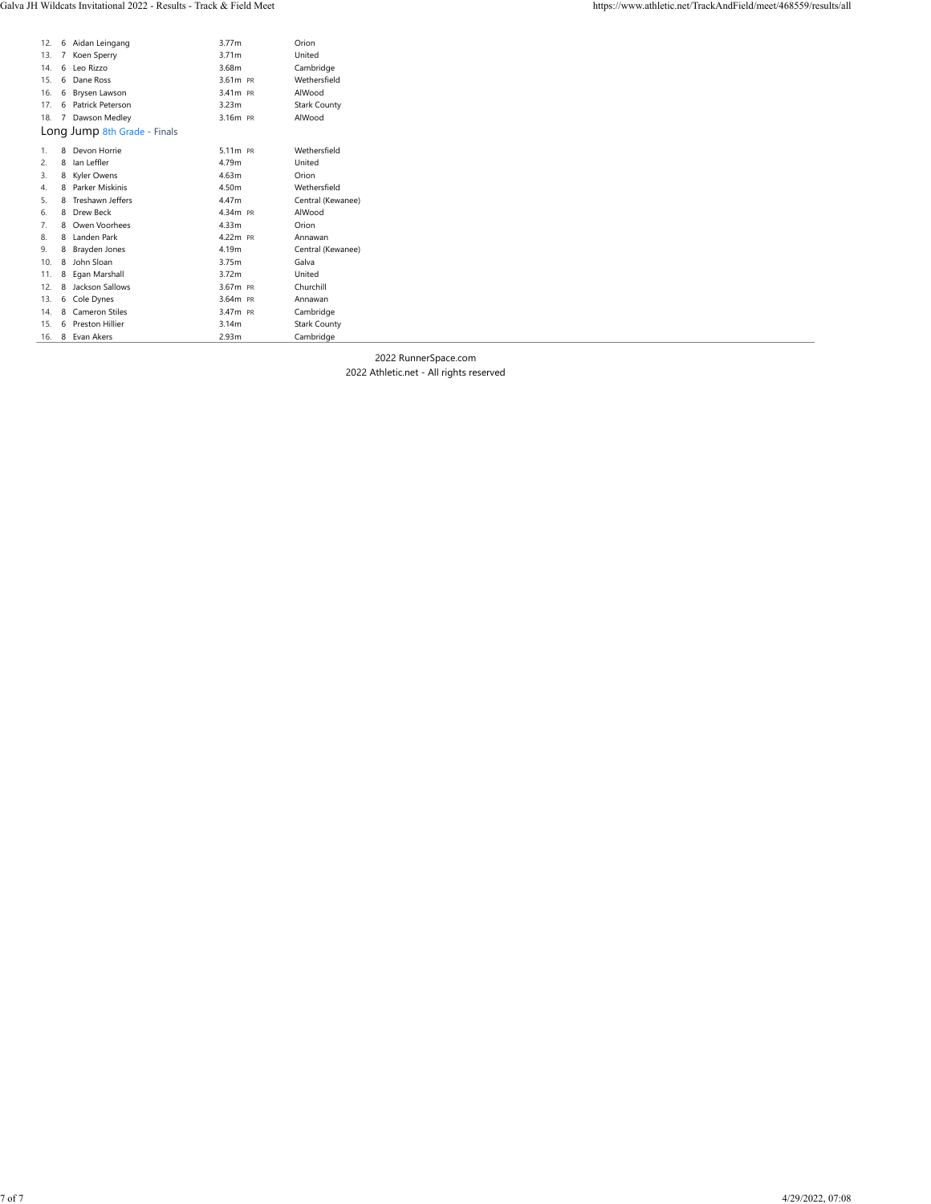| | | | | |
|---|---|---|---|---|
| 12. | 6 | Aidan Leingang | 3.77m | Orion |
| 13. | 7 | Koen Sperry | 3.71m | United |
| 14. | 6 | Leo Rizzo | 3.68m | Cambridge |
| 15. | 6 | Dane Ross | 3.61m PR | Wethersfield |
| 16. | 6 | Brysen Lawson | 3.41m PR | AlWood |
| 17. | 6 | Patrick Peterson | 3.23m | Stark County |
| 18. | 7 | Dawson Medley | 3.16m PR | AlWood |

## Long Jump 8th Grade - Finals

| | | | | |
|---|---|---|---|---|
| 1. | 8 | Devon Horrie | 5.11m PR | Wethersfield |
| 2. | 8 | Ian Leffler | 4.79m | United |
| 3. | 8 | Kyler Owens | 4.63m | Orion |
| 4. | 8 | Parker Miskinis | 4.50m | Wethersfield |
| 5. | 8 | Treshawn Jeffers | 4.47m | Central (Kewanee) |
| 6. | 8 | Drew Beck | 4.34m PR | AlWood |
| 7. | 8 | Owen Voorhees | 4.33m | Orion |
| 8. | 8 | Landen Park | 4.22m PR | Annawan |
| 9. | 8 | Brayden Jones | 4.19m | Central (Kewanee) |
| 10. | 8 | John Sloan | 3.75m | Galva |
| 11. | 8 | Egan Marshall | 3.72m | United |
| 12. | 8 | Jackson Sallows | 3.67m PR | Churchill |
| 13. | 6 | Cole Dynes | 3.64m PR | Annawan |
| 14. | 8 | Cameron Stiles | 3.47m PR | Cambridge |
| 15. | 6 | Preston Hillier | 3.14m | Stark County |
| 16. | 8 | Evan Akers | 2.93m | Cambridge |

2022 RunnerSpace.com
2022 Athletic.net - All rights reserved